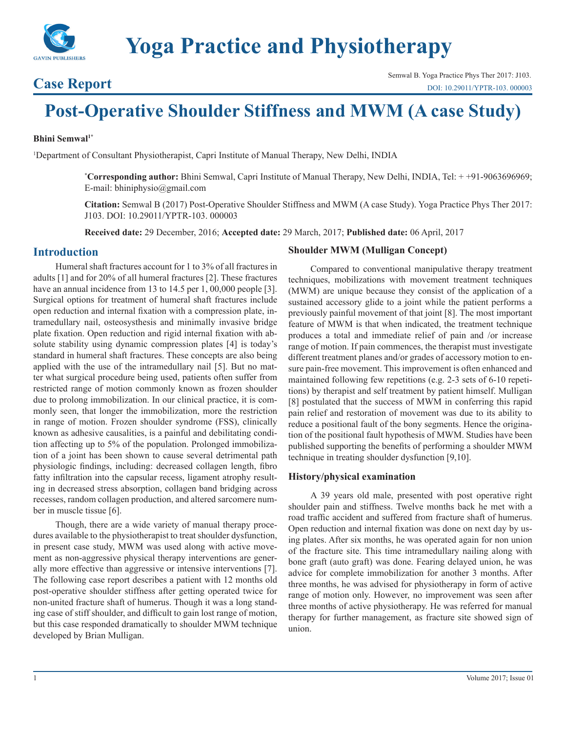# Yoga Practice and Physiotherapy

## Case Report

Semwal B. Yoga Practice Phys Ther 2017: J103.
DOI: 10.29011/YPTR-103. 000003

# Post-Operative Shoulder Stiffness and MWM (A case Study)

**Bhini Semwal[1*]**

[1]Department of Consultant Physiotherapist, Capri Institute of Manual Therapy, New Delhi, INDIA

**[*]Corresponding author:** Bhini Semwal, Capri Institute of Manual Therapy, New Delhi, INDIA, Tel: + +91-9063696969; E-mail: bhiniphysio@gmail.com

**Citation:** Semwal B (2017) Post-Operative Shoulder Stiffness and MWM (A case Study). Yoga Practice Phys Ther 2017: J103. DOI: 10.29011/YPTR-103. 000003

**Received date:** 29 December, 2016; **Accepted date:** 29 March, 2017; **Published date:** 06 April, 2017

## Introduction

Humeral shaft fractures account for 1 to 3% of all fractures in adults [1] and for 20% of all humeral fractures [2]. These fractures have an annual incidence from 13 to 14.5 per 1, 00,000 people [3]. Surgical options for treatment of humeral shaft fractures include open reduction and internal fixation with a compression plate, intramedullary nail, osteosysthesis and minimally invasive bridge plate fixation. Open reduction and rigid internal fixation with absolute stability using dynamic compression plates [4] is today's standard in humeral shaft fractures. These concepts are also being applied with the use of the intramedullary nail [5]. But no matter what surgical procedure being used, patients often suffer from restricted range of motion commonly known as frozen shoulder due to prolong immobilization. In our clinical practice, it is commonly seen, that longer the immobilization, more the restriction in range of motion. Frozen shoulder syndrome (FSS), clinically known as adhesive causalities, is a painful and debilitating condition affecting up to 5% of the population. Prolonged immobilization of a joint has been shown to cause several detrimental path physiologic findings, including: decreased collagen length, fibro fatty infiltration into the capsular recess, ligament atrophy resulting in decreased stress absorption, collagen band bridging across recesses, random collagen production, and altered sarcomere number in muscle tissue [6].

Though, there are a wide variety of manual therapy procedures available to the physiotherapist to treat shoulder dysfunction, in present case study, MWM was used along with active movement as non-aggressive physical therapy interventions are generally more effective than aggressive or intensive interventions [7]. The following case report describes a patient with 12 months old post-operative shoulder stiffness after getting operated twice for non-united fracture shaft of humerus. Though it was a long standing case of stiff shoulder, and difficult to gain lost range of motion, but this case responded dramatically to shoulder MWM technique developed by Brian Mulligan.

### Shoulder MWM (Mulligan Concept)

Compared to conventional manipulative therapy treatment techniques, mobilizations with movement treatment techniques (MWM) are unique because they consist of the application of a sustained accessory glide to a joint while the patient performs a previously painful movement of that joint [8]. The most important feature of MWM is that when indicated, the treatment technique produces a total and immediate relief of pain and /or increase range of motion. If pain commences, the therapist must investigate different treatment planes and/or grades of accessory motion to ensure pain-free movement. This improvement is often enhanced and maintained following few repetitions (e.g. 2-3 sets of 6-10 repetitions) by therapist and self treatment by patient himself. Mulligan [8] postulated that the success of MWM in conferring this rapid pain relief and restoration of movement was due to its ability to reduce a positional fault of the bony segments. Hence the origination of the positional fault hypothesis of MWM. Studies have been published supporting the benefits of performing a shoulder MWM technique in treating shoulder dysfunction [9,10].

### History/physical examination

A 39 years old male, presented with post operative right shoulder pain and stiffness. Twelve months back he met with a road traffic accident and suffered from fracture shaft of humerus. Open reduction and internal fixation was done on next day by using plates. After six months, he was operated again for non union of the fracture site. This time intramedullary nailing along with bone graft (auto graft) was done. Fearing delayed union, he was advice for complete immobilization for another 3 months. After three months, he was advised for physiotherapy in form of active range of motion only. However, no improvement was seen after three months of active physiotherapy. He was referred for manual therapy for further management, as fracture site showed sign of union.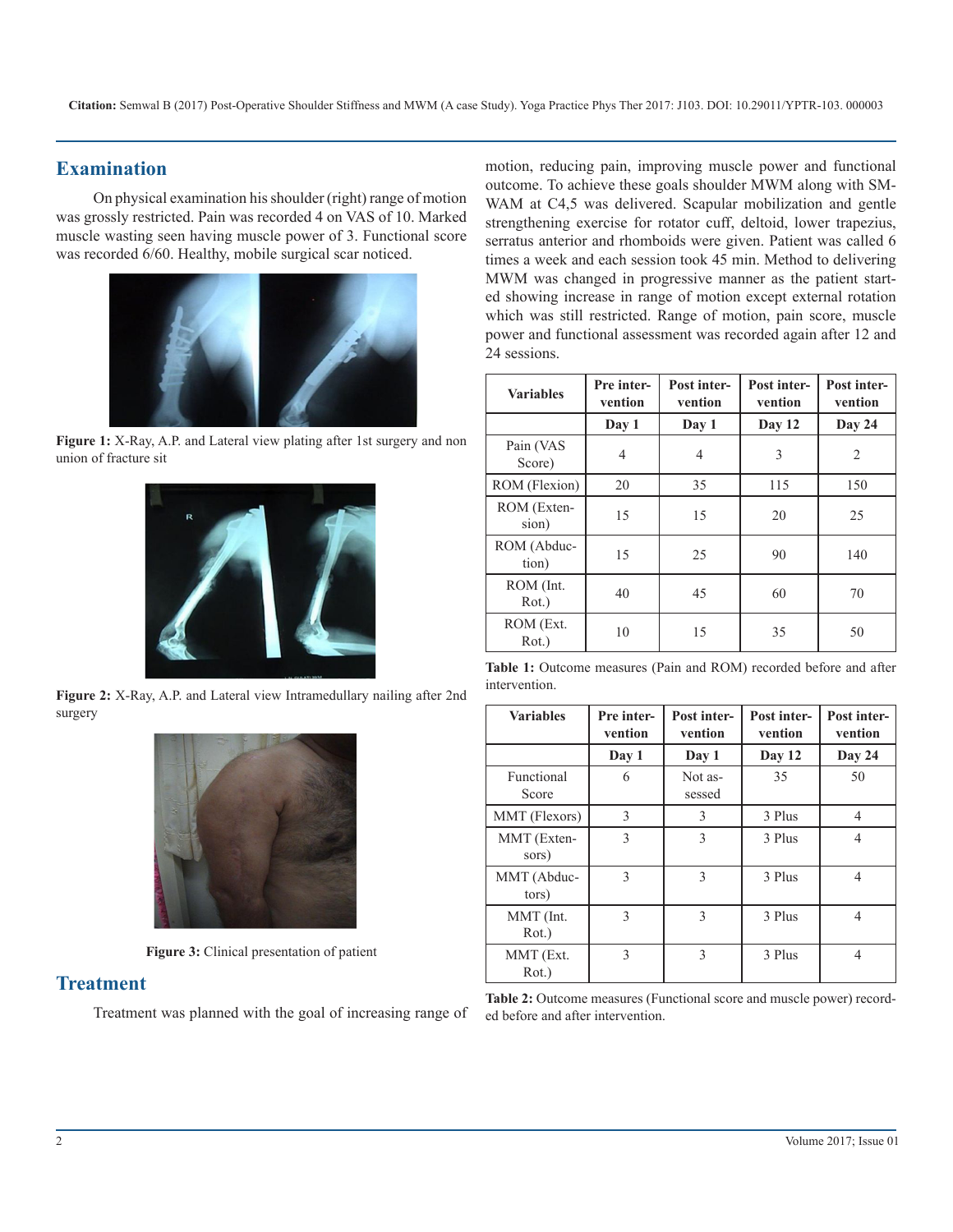## Examination

On physical examination his shoulder (right) range of motion was grossly restricted. Pain was recorded 4 on VAS of 10. Marked muscle wasting seen having muscle power of 3. Functional score was recorded 6/60. Healthy, mobile surgical scar noticed.

**Figure 1:** X-Ray, A.P. and Lateral view plating after 1st surgery and non union of fracture sit

**Figure 2:** X-Ray, A.P. and Lateral view Intramedullary nailing after 2nd surgery

**Figure 3:** Clinical presentation of patient

## Treatment

Treatment was planned with the goal of increasing range of motion, reducing pain, improving muscle power and functional outcome. To achieve these goals shoulder MWM along with SM-WAM at C4,5 was delivered. Scapular mobilization and gentle strengthening exercise for rotator cuff, deltoid, lower trapezius, serratus anterior and rhomboids were given. Patient was called 6 times a week and each session took 45 min. Method to delivering MWM was changed in progressive manner as the patient started showing increase in range of motion except external rotation which was still restricted. Range of motion, pain score, muscle power and functional assessment was recorded again after 12 and 24 sessions.

| Variables | Pre intervention | Post intervention | Post intervention | Post intervention |
|---|---|---|---|---|
| | Day 1 | Day 1 | Day 12 | Day 24 |
| Pain (VAS Score) | 4 | 4 | 3 | 2 |
| ROM (Flexion) | 20 | 35 | 115 | 150 |
| ROM (Extension) | 15 | 15 | 20 | 25 |
| ROM (Abduction) | 15 | 25 | 90 | 140 |
| ROM (Int. Rot.) | 40 | 45 | 60 | 70 |
| ROM (Ext. Rot.) | 10 | 15 | 35 | 50 |

**Table 1:** Outcome measures (Pain and ROM) recorded before and after intervention.

| Variables | Pre intervention | Post intervention | Post intervention | Post intervention |
|---|---|---|---|---|
| | Day 1 | Day 1 | Day 12 | Day 24 |
| Functional Score | 6 | Not assessed | 35 | 50 |
| MMT (Flexors) | 3 | 3 | 3 Plus | 4 |
| MMT (Extensors) | 3 | 3 | 3 Plus | 4 |
| MMT (Abductors) | 3 | 3 | 3 Plus | 4 |
| MMT (Int. Rot.) | 3 | 3 | 3 Plus | 4 |
| MMT (Ext. Rot.) | 3 | 3 | 3 Plus | 4 |

**Table 2:** Outcome measures (Functional score and muscle power) recorded before and after intervention.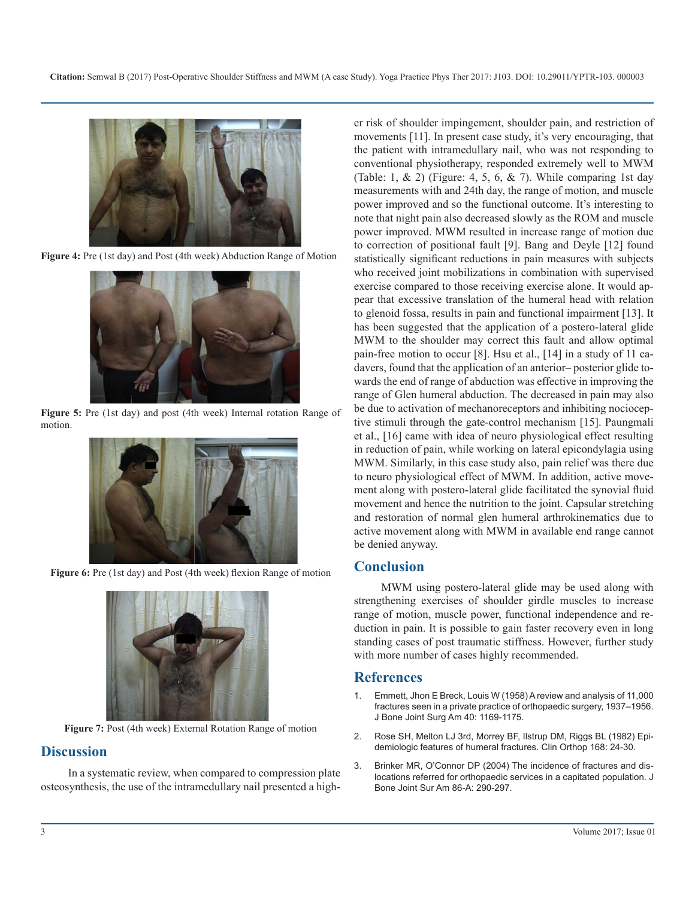**Figure 4:** Pre (1st day) and Post (4th week) Abduction Range of Motion

**Figure 5:** Pre (1st day) and post (4th week) Internal rotation Range of motion.

**Figure 6:** Pre (1st day) and Post (4th week) flexion Range of motion

**Figure 7:** Post (4th week) External Rotation Range of motion

## Discussion

In a systematic review, when compared to compression plate osteosynthesis, the use of the intramedullary nail presented a higher risk of shoulder impingement, shoulder pain, and restriction of movements [11]. In present case study, it's very encouraging, that the patient with intramedullary nail, who was not responding to conventional physiotherapy, responded extremely well to MWM (Table: 1, & 2) (Figure: 4, 5, 6, & 7). While comparing 1st day measurements with and 24th day, the range of motion, and muscle power improved and so the functional outcome. It's interesting to note that night pain also decreased slowly as the ROM and muscle power improved. MWM resulted in increase range of motion due to correction of positional fault [9]. Bang and Deyle [12] found statistically significant reductions in pain measures with subjects who received joint mobilizations in combination with supervised exercise compared to those receiving exercise alone. It would appear that excessive translation of the humeral head with relation to glenoid fossa, results in pain and functional impairment [13]. It has been suggested that the application of a postero-lateral glide MWM to the shoulder may correct this fault and allow optimal pain-free motion to occur [8]. Hsu et al., [14] in a study of 11 cadavers, found that the application of an anterior– posterior glide towards the end of range of abduction was effective in improving the range of Glen humeral abduction. The decreased in pain may also be due to activation of mechanoreceptors and inhibiting nociceptive stimuli through the gate-control mechanism [15]. Paungmali et al., [16] came with idea of neuro physiological effect resulting in reduction of pain, while working on lateral epicondylagia using MWM. Similarly, in this case study also, pain relief was there due to neuro physiological effect of MWM. In addition, active movement along with postero-lateral glide facilitated the synovial fluid movement and hence the nutrition to the joint. Capsular stretching and restoration of normal glen humeral arthrokinematics due to active movement along with MWM in available end range cannot be denied anyway.

## Conclusion

MWM using postero-lateral glide may be used along with strengthening exercises of shoulder girdle muscles to increase range of motion, muscle power, functional independence and reduction in pain. It is possible to gain faster recovery even in long standing cases of post traumatic stiffness. However, further study with more number of cases highly recommended.

## References

1. Emmett, Jhon E Breck, Louis W (1958) A review and analysis of 11,000 fractures seen in a private practice of orthopaedic surgery, 1937–1956. J Bone Joint Surg Am 40: 1169-1175.
2. Rose SH, Melton LJ 3rd, Morrey BF, Ilstrup DM, Riggs BL (1982) Epidemiologic features of humeral fractures. Clin Orthop 168: 24-30.
3. Brinker MR, O'Connor DP (2004) The incidence of fractures and dislocations referred for orthopaedic services in a capitated population. J Bone Joint Sur Am 86-A: 290-297.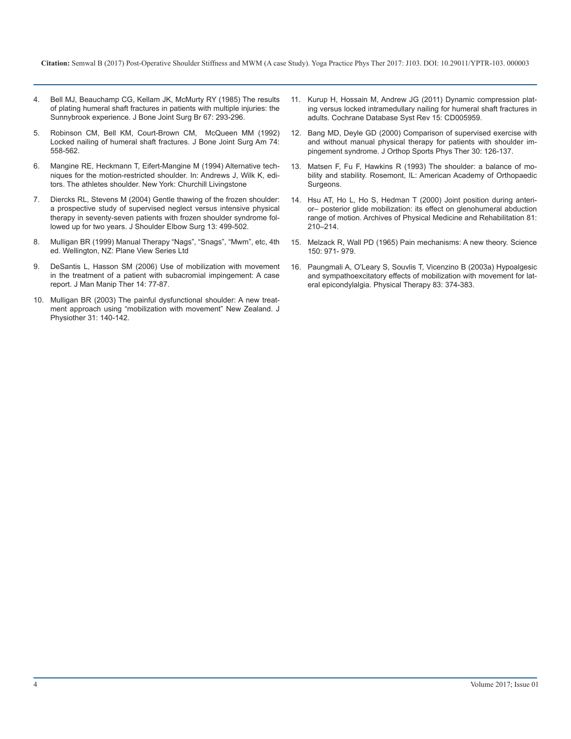4. Bell MJ, Beauchamp CG, Kellam JK, McMurty RY (1985) The results of plating humeral shaft fractures in patients with multiple injuries: the Sunnybrook experience. J Bone Joint Surg Br 67: 293-296.
5. Robinson CM, Bell KM, Court-Brown CM, McQueen MM (1992) Locked nailing of humeral shaft fractures. J Bone Joint Surg Am 74: 558-562.
6. Mangine RE, Heckmann T, Eifert-Mangine M (1994) Alternative techniques for the motion-restricted shoulder. In: Andrews J, Wilk K, editors. The athletes shoulder. New York: Churchill Livingstone
7. Diercks RL, Stevens M (2004) Gentle thawing of the frozen shoulder: a prospective study of supervised neglect versus intensive physical therapy in seventy-seven patients with frozen shoulder syndrome followed up for two years. J Shoulder Elbow Surg 13: 499-502.
8. Mulligan BR (1999) Manual Therapy "Nags", "Snags", "Mwm", etc, 4th ed. Wellington, NZ: Plane View Series Ltd
9. DeSantis L, Hasson SM (2006) Use of mobilization with movement in the treatment of a patient with subacromial impingement: A case report. J Man Manip Ther 14: 77-87.
10. Mulligan BR (2003) The painful dysfunctional shoulder: A new treatment approach using "mobilization with movement" New Zealand. J Physiother 31: 140-142.
11. Kurup H, Hossain M, Andrew JG (2011) Dynamic compression plating versus locked intramedullary nailing for humeral shaft fractures in adults. Cochrane Database Syst Rev 15: CD005959.
12. Bang MD, Deyle GD (2000) Comparison of supervised exercise with and without manual physical therapy for patients with shoulder impingement syndrome. J Orthop Sports Phys Ther 30: 126-137.
13. Matsen F, Fu F, Hawkins R (1993) The shoulder: a balance of mobility and stability. Rosemont, IL: American Academy of Orthopaedic Surgeons.
14. Hsu AT, Ho L, Ho S, Hedman T (2000) Joint position during anterior– posterior glide mobilization: its effect on glenohumeral abduction range of motion. Archives of Physical Medicine and Rehabilitation 81: 210–214.
15. Melzack R, Wall PD (1965) Pain mechanisms: A new theory. Science 150: 971- 979.
16. Paungmali A, O'Leary S, Souvlis T, Vicenzino B (2003a) Hypoalgesic and sympathoexcitatory effects of mobilization with movement for lateral epicondylalgia. Physical Therapy 83: 374-383.